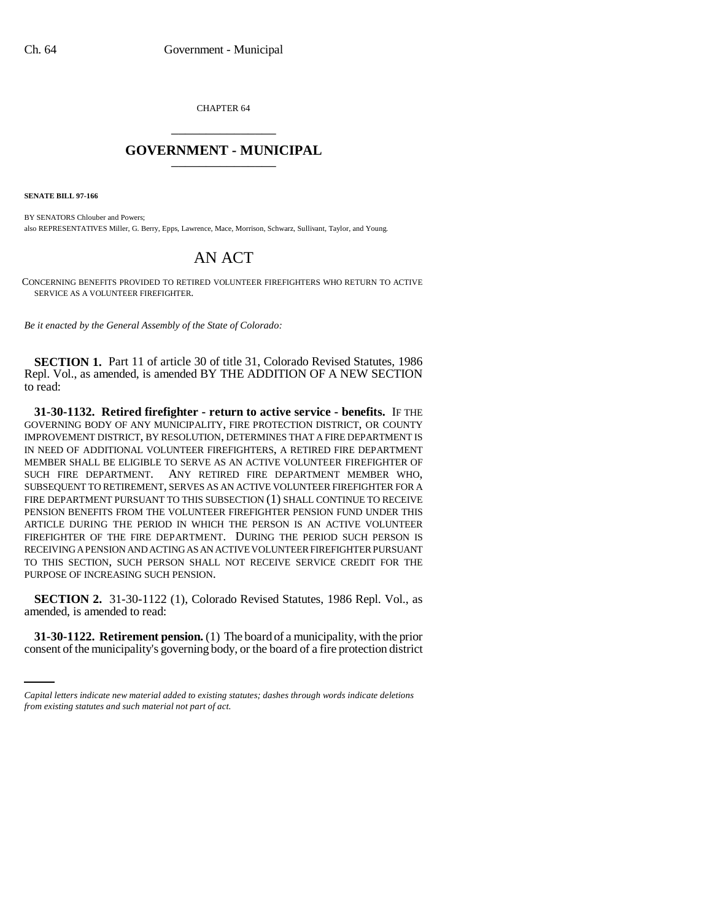CHAPTER 64

# GOVERNMENT - MUNICIPAL

**SENATE BILL 97-166**

BY SENATORS Chlouber and Powers;
also REPRESENTATIVES Miller, G. Berry, Epps, Lawrence, Mace, Morrison, Schwarz, Sullivant, Taylor, and Young.

## AN ACT

CONCERNING BENEFITS PROVIDED TO RETIRED VOLUNTEER FIREFIGHTERS WHO RETURN TO ACTIVE SERVICE AS A VOLUNTEER FIREFIGHTER.

*Be it enacted by the General Assembly of the State of Colorado:*

**SECTION 1.** Part 11 of article 30 of title 31, Colorado Revised Statutes, 1986 Repl. Vol., as amended, is amended BY THE ADDITION OF A NEW SECTION to read:

**31-30-1132. Retired firefighter - return to active service - benefits.** IF THE GOVERNING BODY OF ANY MUNICIPALITY, FIRE PROTECTION DISTRICT, OR COUNTY IMPROVEMENT DISTRICT, BY RESOLUTION, DETERMINES THAT A FIRE DEPARTMENT IS IN NEED OF ADDITIONAL VOLUNTEER FIREFIGHTERS, A RETIRED FIRE DEPARTMENT MEMBER SHALL BE ELIGIBLE TO SERVE AS AN ACTIVE VOLUNTEER FIREFIGHTER OF SUCH FIRE DEPARTMENT. ANY RETIRED FIRE DEPARTMENT MEMBER WHO, SUBSEQUENT TO RETIREMENT, SERVES AS AN ACTIVE VOLUNTEER FIREFIGHTER FOR A FIRE DEPARTMENT PURSUANT TO THIS SUBSECTION (1) SHALL CONTINUE TO RECEIVE PENSION BENEFITS FROM THE VOLUNTEER FIREFIGHTER PENSION FUND UNDER THIS ARTICLE DURING THE PERIOD IN WHICH THE PERSON IS AN ACTIVE VOLUNTEER FIREFIGHTER OF THE FIRE DEPARTMENT. DURING THE PERIOD SUCH PERSON IS RECEIVING A PENSION AND ACTING AS AN ACTIVE VOLUNTEER FIREFIGHTER PURSUANT TO THIS SECTION, SUCH PERSON SHALL NOT RECEIVE SERVICE CREDIT FOR THE PURPOSE OF INCREASING SUCH PENSION.

**SECTION 2.** 31-30-1122 (1), Colorado Revised Statutes, 1986 Repl. Vol., as amended, is amended to read:

**31-30-1122. Retirement pension.** (1) The board of a municipality, with the prior consent of the municipality's governing body, or the board of a fire protection district

*Capital letters indicate new material added to existing statutes; dashes through words indicate deletions from existing statutes and such material not part of act.*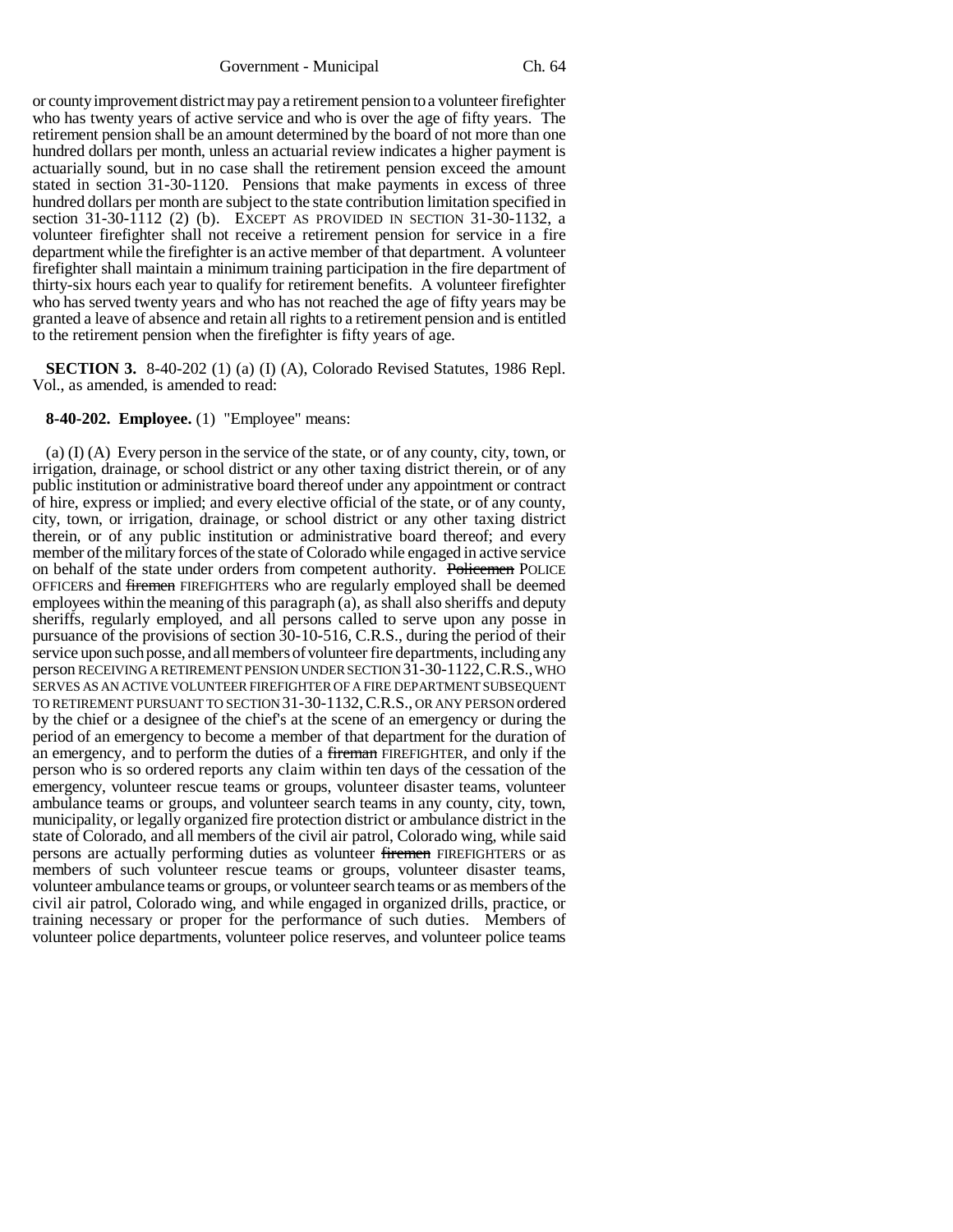or county improvement district may pay a retirement pension to a volunteer firefighter who has twenty years of active service and who is over the age of fifty years. The retirement pension shall be an amount determined by the board of not more than one hundred dollars per month, unless an actuarial review indicates a higher payment is actuarially sound, but in no case shall the retirement pension exceed the amount stated in section 31-30-1120. Pensions that make payments in excess of three hundred dollars per month are subject to the state contribution limitation specified in section 31-30-1112 (2) (b). EXCEPT AS PROVIDED IN SECTION 31-30-1132, a volunteer firefighter shall not receive a retirement pension for service in a fire department while the firefighter is an active member of that department. A volunteer firefighter shall maintain a minimum training participation in the fire department of thirty-six hours each year to qualify for retirement benefits. A volunteer firefighter who has served twenty years and who has not reached the age of fifty years may be granted a leave of absence and retain all rights to a retirement pension and is entitled to the retirement pension when the firefighter is fifty years of age.

**SECTION 3.** 8-40-202 (1) (a) (I) (A), Colorado Revised Statutes, 1986 Repl. Vol., as amended, is amended to read:

**8-40-202. Employee.** (1) "Employee" means:

(a) (I) (A) Every person in the service of the state, or of any county, city, town, or irrigation, drainage, or school district or any other taxing district therein, or of any public institution or administrative board thereof under any appointment or contract of hire, express or implied; and every elective official of the state, or of any county, city, town, or irrigation, drainage, or school district or any other taxing district therein, or of any public institution or administrative board thereof; and every member of the military forces of the state of Colorado while engaged in active service on behalf of the state under orders from competent authority. ~~Policemen~~ POLICE OFFICERS and ~~firemen~~ FIREFIGHTERS who are regularly employed shall be deemed employees within the meaning of this paragraph (a), as shall also sheriffs and deputy sheriffs, regularly employed, and all persons called to serve upon any posse in pursuance of the provisions of section 30-10-516, C.R.S., during the period of their service upon such posse, and all members of volunteer fire departments, including any person RECEIVING A RETIREMENT PENSION UNDER SECTION 31-30-1122, C.R.S., WHO SERVES AS AN ACTIVE VOLUNTEER FIREFIGHTER OF A FIRE DEPARTMENT SUBSEQUENT TO RETIREMENT PURSUANT TO SECTION 31-30-1132, C.R.S., OR ANY PERSON ordered by the chief or a designee of the chief's at the scene of an emergency or during the period of an emergency to become a member of that department for the duration of an emergency, and to perform the duties of a ~~fireman~~ FIREFIGHTER, and only if the person who is so ordered reports any claim within ten days of the cessation of the emergency, volunteer rescue teams or groups, volunteer disaster teams, volunteer ambulance teams or groups, and volunteer search teams in any county, city, town, municipality, or legally organized fire protection district or ambulance district in the state of Colorado, and all members of the civil air patrol, Colorado wing, while said persons are actually performing duties as volunteer ~~firemen~~ FIREFIGHTERS or as members of such volunteer rescue teams or groups, volunteer disaster teams, volunteer ambulance teams or groups, or volunteer search teams or as members of the civil air patrol, Colorado wing, and while engaged in organized drills, practice, or training necessary or proper for the performance of such duties. Members of volunteer police departments, volunteer police reserves, and volunteer police teams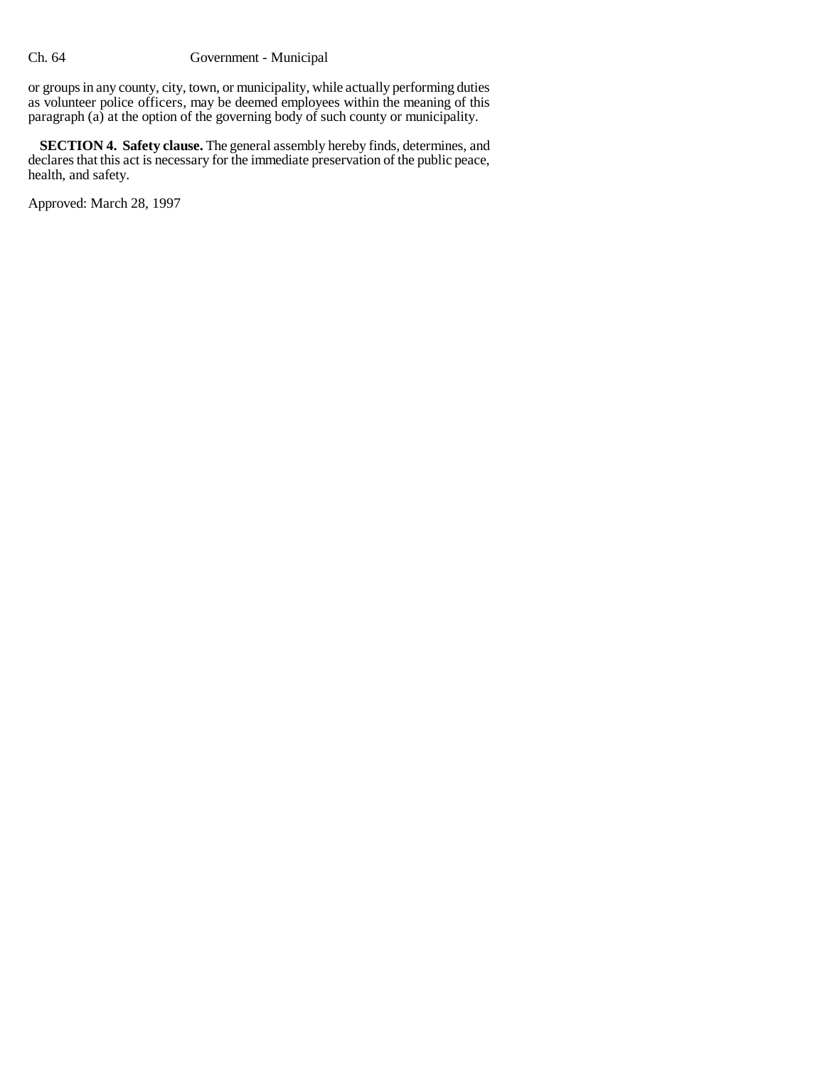or groups in any county, city, town, or municipality, while actually performing duties as volunteer police officers, may be deemed employees within the meaning of this paragraph (a) at the option of the governing body of such county or municipality.

**SECTION 4. Safety clause.** The general assembly hereby finds, determines, and declares that this act is necessary for the immediate preservation of the public peace, health, and safety.

Approved: March 28, 1997